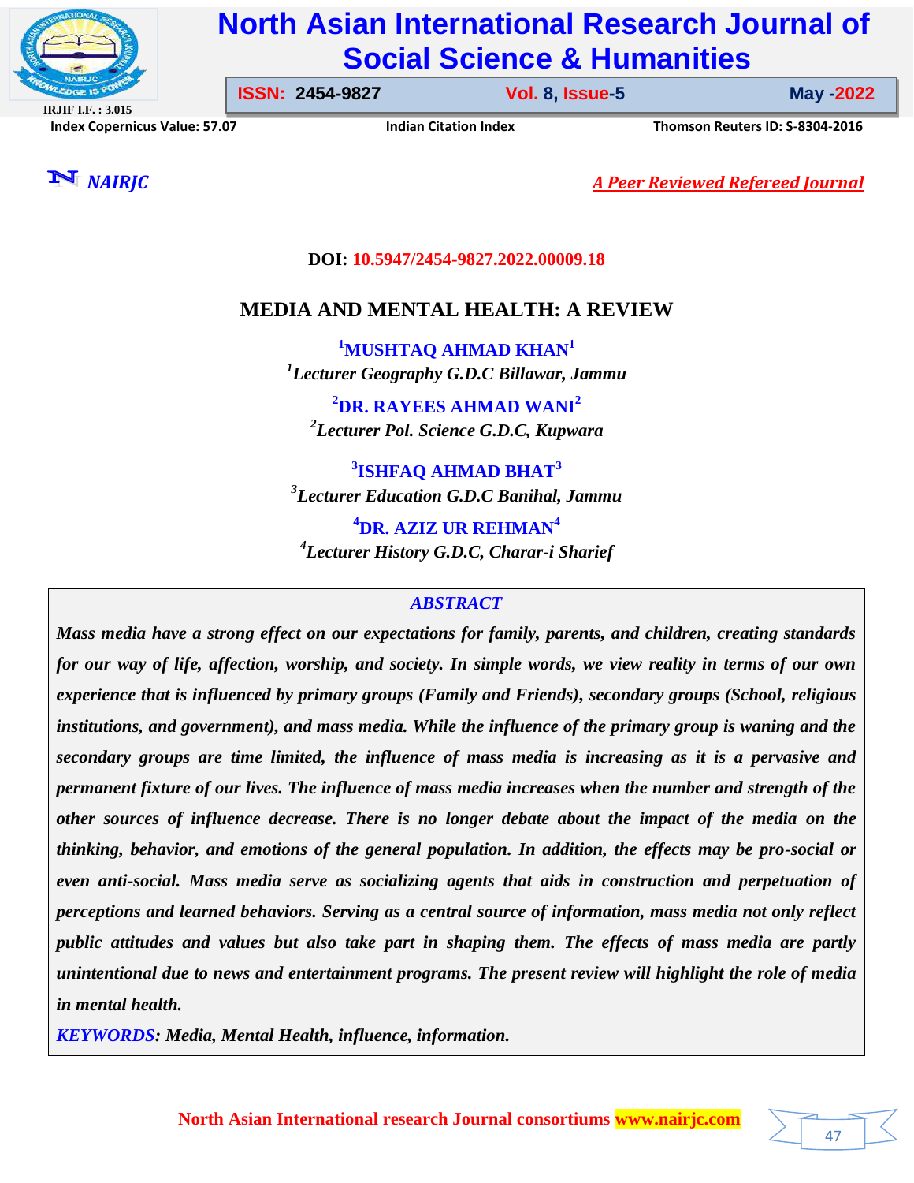DOI: 10.5947/2454-9827.2022.00009.18

# MEDIA AND MENTAL HEALTH: A REVIEW

**[1]MUSHTAQ AHMAD KHAN[1]**
*[1]Lecturer Geography G.D.C Billawar, Jammu*

**[2]DR. RAYEES AHMAD WANI[2]**
*[2]Lecturer Pol. Science G.D.C, Kupwara*

**[3]ISHFAQ AHMAD BHAT[3]**
*[3]Lecturer Education G.D.C Banihal, Jammu*

**[4]DR. AZIZ UR REHMAN[4]**
*[4]Lecturer History G.D.C, Charar-i Sharief*

## ABSTRACT

*Mass media have a strong effect on our expectations for family, parents, and children, creating standards for our way of life, affection, worship, and society. In simple words, we view reality in terms of our own experience that is influenced by primary groups (Family and Friends), secondary groups (School, religious institutions, and government), and mass media. While the influence of the primary group is waning and the secondary groups are time limited, the influence of mass media is increasing as it is a pervasive and permanent fixture of our lives. The influence of mass media increases when the number and strength of the other sources of influence decrease. There is no longer debate about the impact of the media on the thinking, behavior, and emotions of the general population. In addition, the effects may be pro-social or even anti-social. Mass media serve as socializing agents that aids in construction and perpetuation of perceptions and learned behaviors. Serving as a central source of information, mass media not only reflect public attitudes and values but also take part in shaping them. The effects of mass media are partly unintentional due to news and entertainment programs. The present review will highlight the role of media in mental health.*

***KEYWORDS**: Media, Mental Health, influence, information.*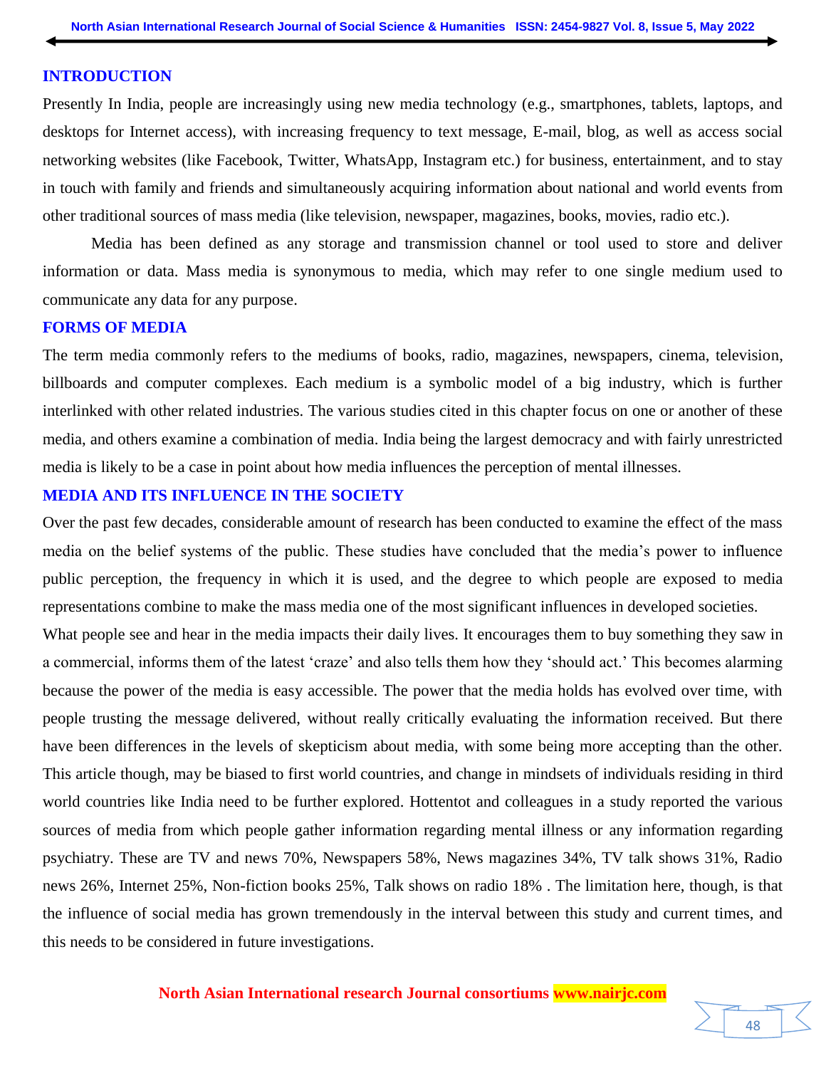## INTRODUCTION

Presently In India, people are increasingly using new media technology (e.g., smartphones, tablets, laptops, and desktops for Internet access), with increasing frequency to text message, E-mail, blog, as well as access social networking websites (like Facebook, Twitter, WhatsApp, Instagram etc.) for business, entertainment, and to stay in touch with family and friends and simultaneously acquiring information about national and world events from other traditional sources of mass media (like television, newspaper, magazines, books, movies, radio etc.).

Media has been defined as any storage and transmission channel or tool used to store and deliver information or data. Mass media is synonymous to media, which may refer to one single medium used to communicate any data for any purpose.

## FORMS OF MEDIA

The term media commonly refers to the mediums of books, radio, magazines, newspapers, cinema, television, billboards and computer complexes. Each medium is a symbolic model of a big industry, which is further interlinked with other related industries. The various studies cited in this chapter focus on one or another of these media, and others examine a combination of media. India being the largest democracy and with fairly unrestricted media is likely to be a case in point about how media influences the perception of mental illnesses.

## MEDIA AND ITS INFLUENCE IN THE SOCIETY

Over the past few decades, considerable amount of research has been conducted to examine the effect of the mass media on the belief systems of the public. These studies have concluded that the media's power to influence public perception, the frequency in which it is used, and the degree to which people are exposed to media representations combine to make the mass media one of the most significant influences in developed societies.

What people see and hear in the media impacts their daily lives. It encourages them to buy something they saw in a commercial, informs them of the latest 'craze' and also tells them how they 'should act.' This becomes alarming because the power of the media is easy accessible. The power that the media holds has evolved over time, with people trusting the message delivered, without really critically evaluating the information received. But there have been differences in the levels of skepticism about media, with some being more accepting than the other. This article though, may be biased to first world countries, and change in mindsets of individuals residing in third world countries like India need to be further explored. Hottentot and colleagues in a study reported the various sources of media from which people gather information regarding mental illness or any information regarding psychiatry. These are TV and news 70%, Newspapers 58%, News magazines 34%, TV talk shows 31%, Radio news 26%, Internet 25%, Non-fiction books 25%, Talk shows on radio 18% . The limitation here, though, is that the influence of social media has grown tremendously in the interval between this study and current times, and this needs to be considered in future investigations.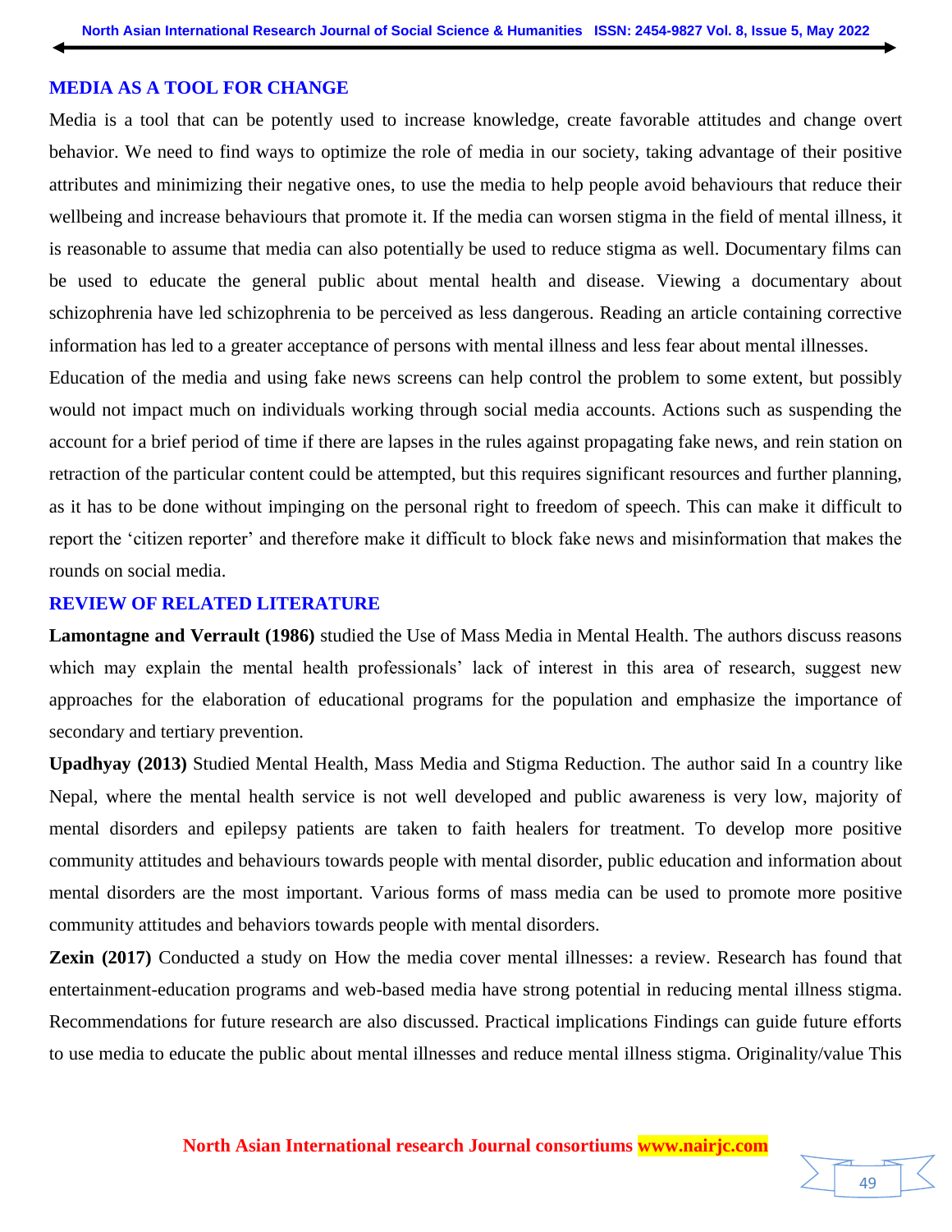## MEDIA AS A TOOL FOR CHANGE

Media is a tool that can be potently used to increase knowledge, create favorable attitudes and change overt behavior. We need to find ways to optimize the role of media in our society, taking advantage of their positive attributes and minimizing their negative ones, to use the media to help people avoid behaviours that reduce their wellbeing and increase behaviours that promote it. If the media can worsen stigma in the field of mental illness, it is reasonable to assume that media can also potentially be used to reduce stigma as well. Documentary films can be used to educate the general public about mental health and disease. Viewing a documentary about schizophrenia have led schizophrenia to be perceived as less dangerous. Reading an article containing corrective information has led to a greater acceptance of persons with mental illness and less fear about mental illnesses.

Education of the media and using fake news screens can help control the problem to some extent, but possibly would not impact much on individuals working through social media accounts. Actions such as suspending the account for a brief period of time if there are lapses in the rules against propagating fake news, and rein station on retraction of the particular content could be attempted, but this requires significant resources and further planning, as it has to be done without impinging on the personal right to freedom of speech. This can make it difficult to report the 'citizen reporter' and therefore make it difficult to block fake news and misinformation that makes the rounds on social media.

## REVIEW OF RELATED LITERATURE

**Lamontagne and Verrault (1986)** studied the Use of Mass Media in Mental Health. The authors discuss reasons which may explain the mental health professionals' lack of interest in this area of research, suggest new approaches for the elaboration of educational programs for the population and emphasize the importance of secondary and tertiary prevention.

**Upadhyay (2013)** Studied Mental Health, Mass Media and Stigma Reduction. The author said In a country like Nepal, where the mental health service is not well developed and public awareness is very low, majority of mental disorders and epilepsy patients are taken to faith healers for treatment. To develop more positive community attitudes and behaviours towards people with mental disorder, public education and information about mental disorders are the most important. Various forms of mass media can be used to promote more positive community attitudes and behaviors towards people with mental disorders.

**Zexin (2017)** Conducted a study on How the media cover mental illnesses: a review. Research has found that entertainment-education programs and web-based media have strong potential in reducing mental illness stigma. Recommendations for future research are also discussed. Practical implications Findings can guide future efforts to use media to educate the public about mental illnesses and reduce mental illness stigma. Originality/value This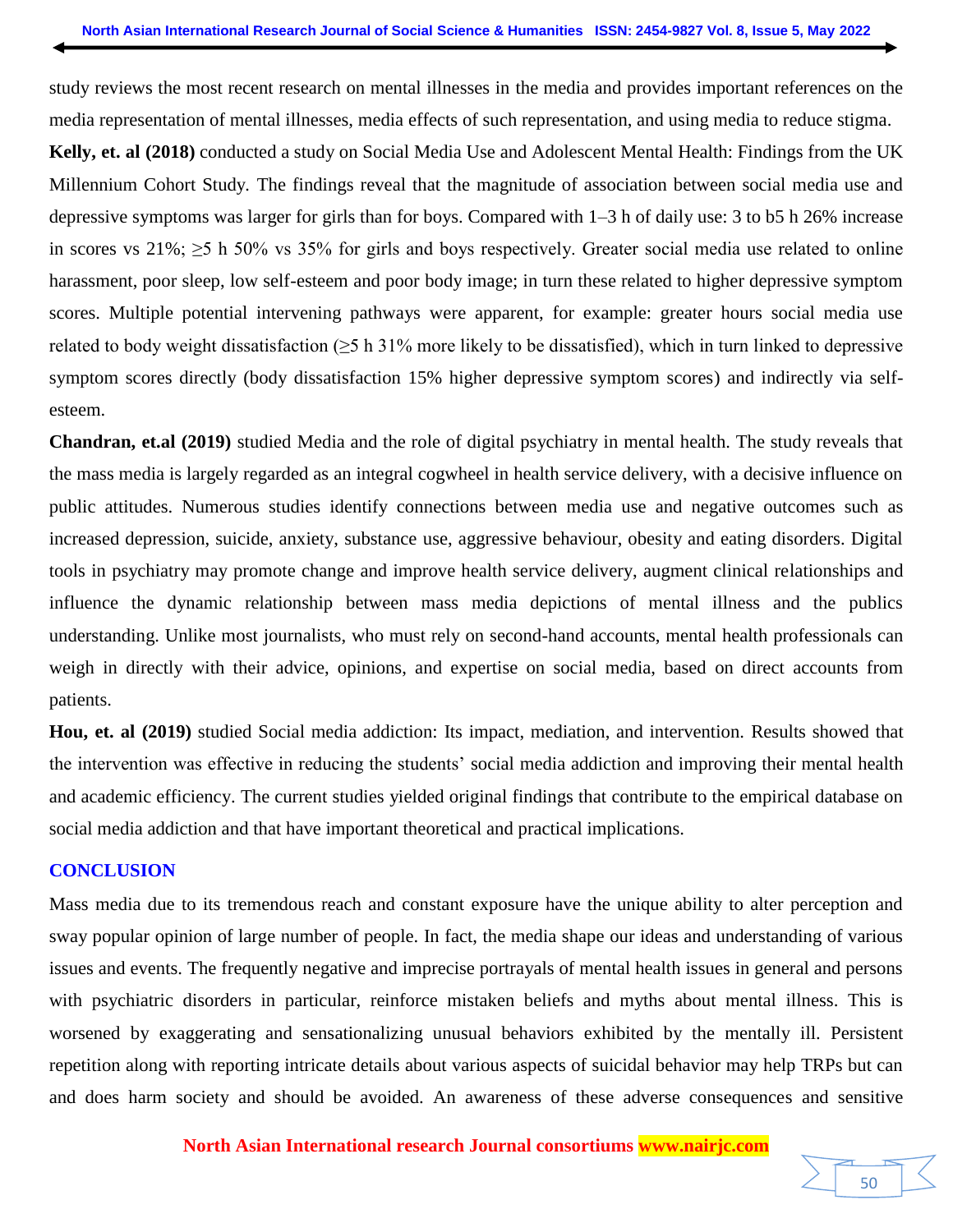study reviews the most recent research on mental illnesses in the media and provides important references on the media representation of mental illnesses, media effects of such representation, and using media to reduce stigma.

**Kelly, et. al (2018)** conducted a study on Social Media Use and Adolescent Mental Health: Findings from the UK Millennium Cohort Study. The findings reveal that the magnitude of association between social media use and depressive symptoms was larger for girls than for boys. Compared with 1–3 h of daily use: 3 to b5 h 26% increase in scores vs 21%; ≥5 h 50% vs 35% for girls and boys respectively. Greater social media use related to online harassment, poor sleep, low self-esteem and poor body image; in turn these related to higher depressive symptom scores. Multiple potential intervening pathways were apparent, for example: greater hours social media use related to body weight dissatisfaction (≥5 h 31% more likely to be dissatisfied), which in turn linked to depressive symptom scores directly (body dissatisfaction 15% higher depressive symptom scores) and indirectly via self-esteem.

**Chandran, et.al (2019)** studied Media and the role of digital psychiatry in mental health. The study reveals that the mass media is largely regarded as an integral cogwheel in health service delivery, with a decisive influence on public attitudes. Numerous studies identify connections between media use and negative outcomes such as increased depression, suicide, anxiety, substance use, aggressive behaviour, obesity and eating disorders. Digital tools in psychiatry may promote change and improve health service delivery, augment clinical relationships and influence the dynamic relationship between mass media depictions of mental illness and the publics understanding. Unlike most journalists, who must rely on second-hand accounts, mental health professionals can weigh in directly with their advice, opinions, and expertise on social media, based on direct accounts from patients.

**Hou, et. al (2019)** studied Social media addiction: Its impact, mediation, and intervention. Results showed that the intervention was effective in reducing the students' social media addiction and improving their mental health and academic efficiency. The current studies yielded original findings that contribute to the empirical database on social media addiction and that have important theoretical and practical implications.

## CONCLUSION

Mass media due to its tremendous reach and constant exposure have the unique ability to alter perception and sway popular opinion of large number of people. In fact, the media shape our ideas and understanding of various issues and events. The frequently negative and imprecise portrayals of mental health issues in general and persons with psychiatric disorders in particular, reinforce mistaken beliefs and myths about mental illness. This is worsened by exaggerating and sensationalizing unusual behaviors exhibited by the mentally ill. Persistent repetition along with reporting intricate details about various aspects of suicidal behavior may help TRPs but can and does harm society and should be avoided. An awareness of these adverse consequences and sensitive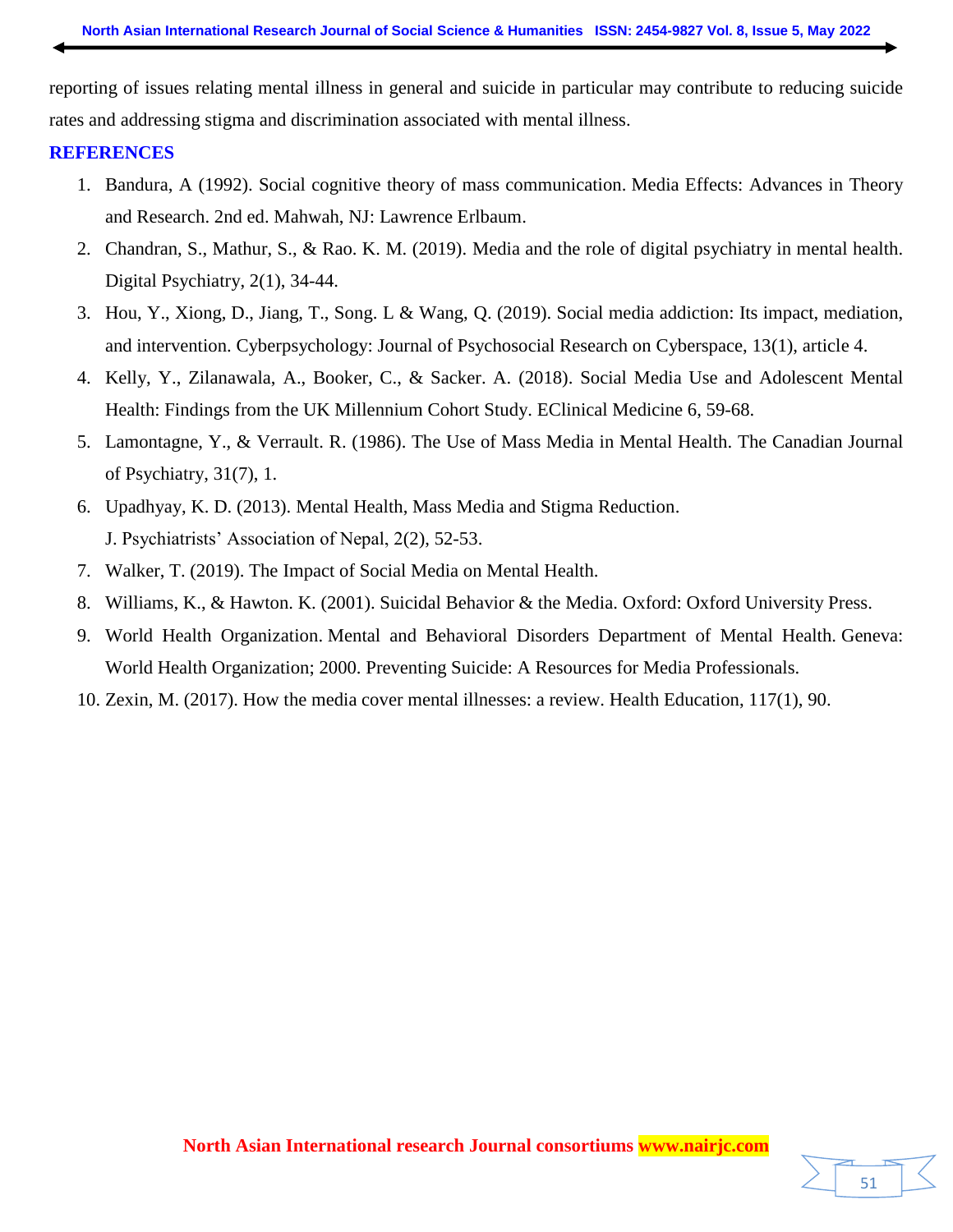reporting of issues relating mental illness in general and suicide in particular may contribute to reducing suicide rates and addressing stigma and discrimination associated with mental illness.

## REFERENCES

1. Bandura, A (1992). Social cognitive theory of mass communication. Media Effects: Advances in Theory and Research. 2nd ed. Mahwah, NJ: Lawrence Erlbaum.
2. Chandran, S., Mathur, S., & Rao. K. M. (2019). Media and the role of digital psychiatry in mental health. Digital Psychiatry, 2(1), 34-44.
3. Hou, Y., Xiong, D., Jiang, T., Song. L & Wang, Q. (2019). Social media addiction: Its impact, mediation, and intervention. Cyberpsychology: Journal of Psychosocial Research on Cyberspace, 13(1), article 4.
4. Kelly, Y., Zilanawala, A., Booker, C., & Sacker. A. (2018). Social Media Use and Adolescent Mental Health: Findings from the UK Millennium Cohort Study. EClinical Medicine 6, 59-68.
5. Lamontagne, Y., & Verrault. R. (1986). The Use of Mass Media in Mental Health. The Canadian Journal of Psychiatry, 31(7), 1.
6. Upadhyay, K. D. (2013). Mental Health, Mass Media and Stigma Reduction.
   J. Psychiatrists' Association of Nepal, 2(2), 52-53.
7. Walker, T. (2019). The Impact of Social Media on Mental Health.
8. Williams, K., & Hawton. K. (2001). Suicidal Behavior & the Media. Oxford: Oxford University Press.
9. World Health Organization. Mental and Behavioral Disorders Department of Mental Health. Geneva: World Health Organization; 2000. Preventing Suicide: A Resources for Media Professionals.
10. Zexin, M. (2017). How the media cover mental illnesses: a review. Health Education, 117(1), 90.